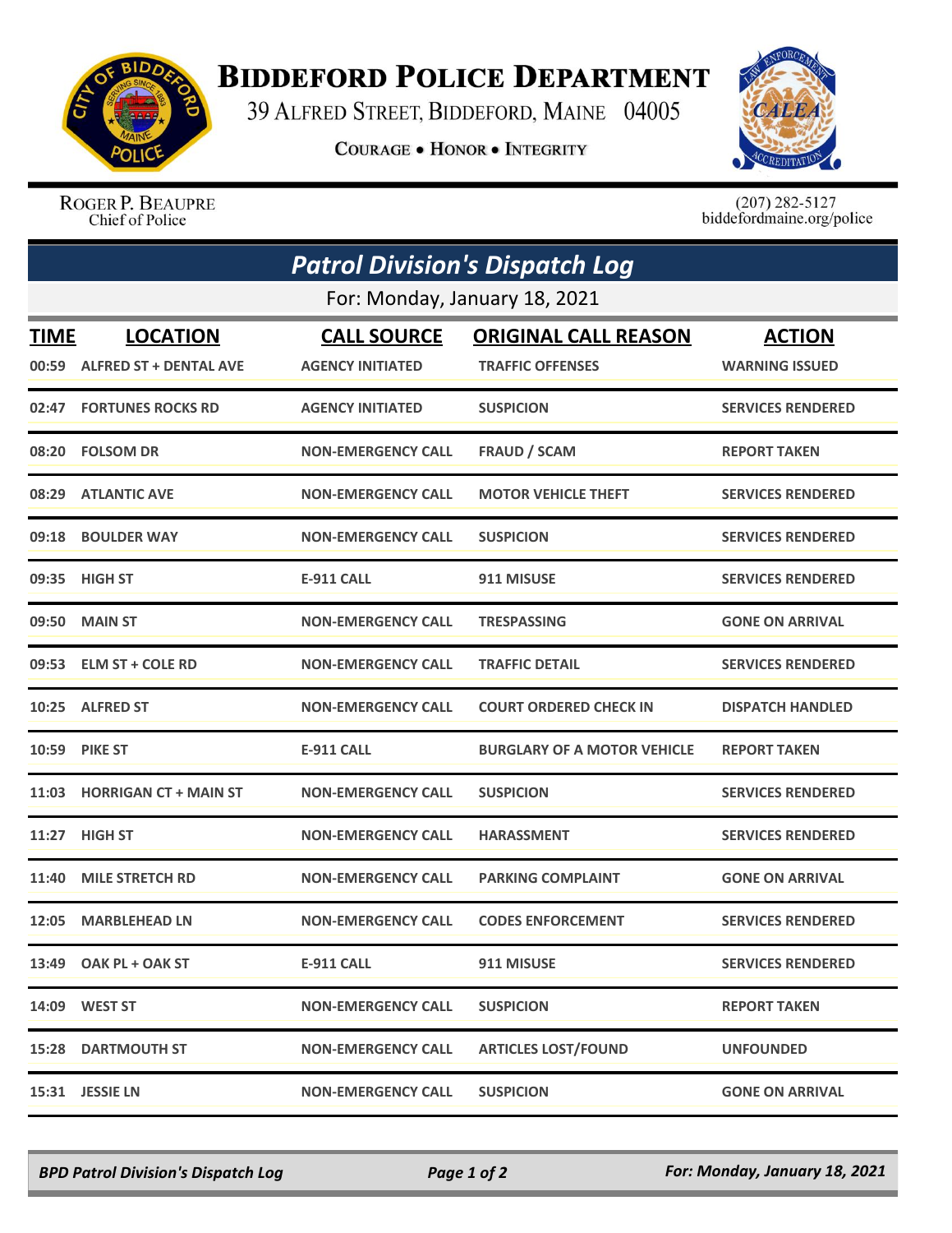# Biddeford Police Department

39 Alfred Street, Biddeford, Maine 04005

**Courage • Honor • Integrity**

Roger P. Beaupre
Chief of Police

(207) 282-5127
biddefordmaine.org/police

## *Patrol Division's Dispatch Log*

For: Monday, January 18, 2021

| TIME | LOCATION | CALL SOURCE | ORIGINAL CALL REASON | ACTION |
|---|---|---|---|---|
| 00:59 | ALFRED ST + DENTAL AVE | AGENCY INITIATED | TRAFFIC OFFENSES | WARNING ISSUED |
| 02:47 | FORTUNES ROCKS RD | AGENCY INITIATED | SUSPICION | SERVICES RENDERED |
| 08:20 | FOLSOM DR | NON-EMERGENCY CALL | FRAUD / SCAM | REPORT TAKEN |
| 08:29 | ATLANTIC AVE | NON-EMERGENCY CALL | MOTOR VEHICLE THEFT | SERVICES RENDERED |
| 09:18 | BOULDER WAY | NON-EMERGENCY CALL | SUSPICION | SERVICES RENDERED |
| 09:35 | HIGH ST | E-911 CALL | 911 MISUSE | SERVICES RENDERED |
| 09:50 | MAIN ST | NON-EMERGENCY CALL | TRESPASSING | GONE ON ARRIVAL |
| 09:53 | ELM ST + COLE RD | NON-EMERGENCY CALL | TRAFFIC DETAIL | SERVICES RENDERED |
| 10:25 | ALFRED ST | NON-EMERGENCY CALL | COURT ORDERED CHECK IN | DISPATCH HANDLED |
| 10:59 | PIKE ST | E-911 CALL | BURGLARY OF A MOTOR VEHICLE | REPORT TAKEN |
| 11:03 | HORRIGAN CT + MAIN ST | NON-EMERGENCY CALL | SUSPICION | SERVICES RENDERED |
| 11:27 | HIGH ST | NON-EMERGENCY CALL | HARASSMENT | SERVICES RENDERED |
| 11:40 | MILE STRETCH RD | NON-EMERGENCY CALL | PARKING COMPLAINT | GONE ON ARRIVAL |
| 12:05 | MARBLEHEAD LN | NON-EMERGENCY CALL | CODES ENFORCEMENT | SERVICES RENDERED |
| 13:49 | OAK PL + OAK ST | E-911 CALL | 911 MISUSE | SERVICES RENDERED |
| 14:09 | WEST ST | NON-EMERGENCY CALL | SUSPICION | REPORT TAKEN |
| 15:28 | DARTMOUTH ST | NON-EMERGENCY CALL | ARTICLES LOST/FOUND | UNFOUNDED |
| 15:31 | JESSIE LN | NON-EMERGENCY CALL | SUSPICION | GONE ON ARRIVAL |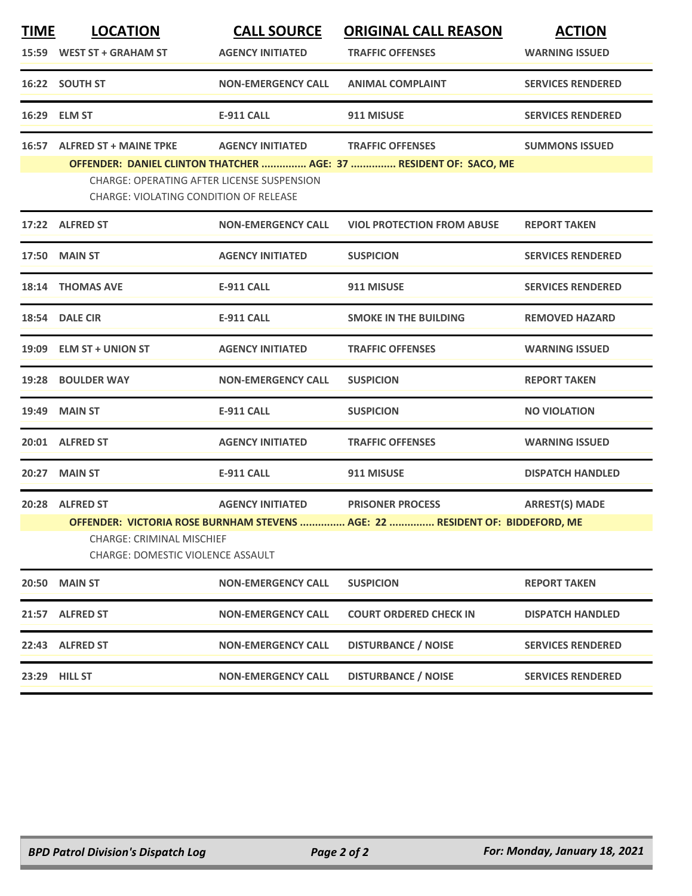| TIME | LOCATION | CALL SOURCE | ORIGINAL CALL REASON | ACTION |
| --- | --- | --- | --- | --- |
| 15:59 | WEST ST + GRAHAM ST | AGENCY INITIATED | TRAFFIC OFFENSES | WARNING ISSUED |
| 16:22 | SOUTH ST | NON-EMERGENCY CALL | ANIMAL COMPLAINT | SERVICES RENDERED |
| 16:29 | ELM ST | E-911 CALL | 911 MISUSE | SERVICES RENDERED |
| 16:57 | ALFRED ST + MAINE TPKE | AGENCY INITIATED | TRAFFIC OFFENSES | SUMMONS ISSUED |

**OFFENDER: DANIEL CLINTON THATCHER ............... AGE: 37 ............... RESIDENT OF: SACO, ME**

CHARGE: OPERATING AFTER LICENSE SUSPENSION
CHARGE: VIOLATING CONDITION OF RELEASE

| TIME | LOCATION | CALL SOURCE | ORIGINAL CALL REASON | ACTION |
| --- | --- | --- | --- | --- |
| 17:22 | ALFRED ST | NON-EMERGENCY CALL | VIOL PROTECTION FROM ABUSE | REPORT TAKEN |
| 17:50 | MAIN ST | AGENCY INITIATED | SUSPICION | SERVICES RENDERED |
| 18:14 | THOMAS AVE | E-911 CALL | 911 MISUSE | SERVICES RENDERED |
| 18:54 | DALE CIR | E-911 CALL | SMOKE IN THE BUILDING | REMOVED HAZARD |
| 19:09 | ELM ST + UNION ST | AGENCY INITIATED | TRAFFIC OFFENSES | WARNING ISSUED |
| 19:28 | BOULDER WAY | NON-EMERGENCY CALL | SUSPICION | REPORT TAKEN |
| 19:49 | MAIN ST | E-911 CALL | SUSPICION | NO VIOLATION |
| 20:01 | ALFRED ST | AGENCY INITIATED | TRAFFIC OFFENSES | WARNING ISSUED |
| 20:27 | MAIN ST | E-911 CALL | 911 MISUSE | DISPATCH HANDLED |
| 20:28 | ALFRED ST | AGENCY INITIATED | PRISONER PROCESS | ARREST(S) MADE |

**OFFENDER: VICTORIA ROSE BURNHAM STEVENS ............... AGE: 22 ............... RESIDENT OF: BIDDEFORD, ME**

CHARGE: CRIMINAL MISCHIEF
CHARGE: DOMESTIC VIOLENCE ASSAULT

| TIME | LOCATION | CALL SOURCE | ORIGINAL CALL REASON | ACTION |
| --- | --- | --- | --- | --- |
| 20:50 | MAIN ST | NON-EMERGENCY CALL | SUSPICION | REPORT TAKEN |
| 21:57 | ALFRED ST | NON-EMERGENCY CALL | COURT ORDERED CHECK IN | DISPATCH HANDLED |
| 22:43 | ALFRED ST | NON-EMERGENCY CALL | DISTURBANCE / NOISE | SERVICES RENDERED |
| 23:29 | HILL ST | NON-EMERGENCY CALL | DISTURBANCE / NOISE | SERVICES RENDERED |